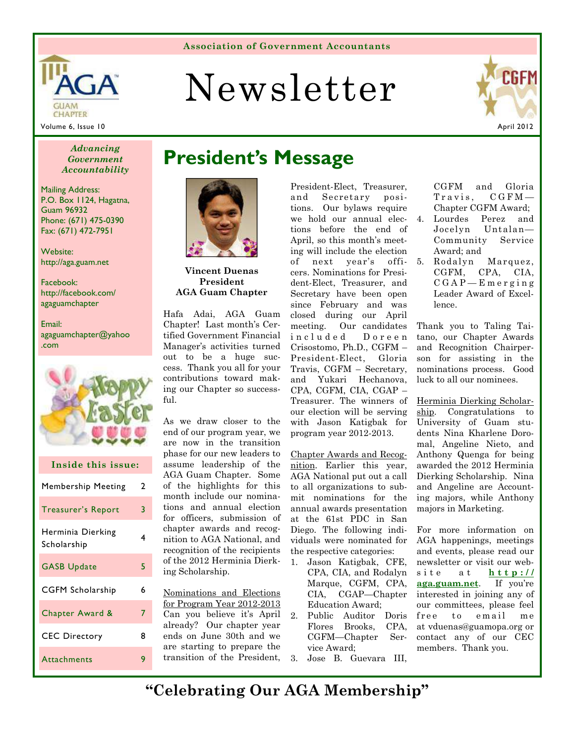Association of Government Accountants

# Newsletter

Volume 6, Issue 10

April 2012

*Advancing Government Accountability*

Mailing Address:
P.O. Box 1124, Hagatna, Guam 96932
Phone: (671) 475-0390
Fax: (671) 472-7951

Website:
http://aga.guam.net

Facebook:
http://facebook.com/agaguamchapter

Email:
agaguamchapter@yahoo.com

**Inside this issue:**

| | |
|---|---|
| Membership Meeting | 2 |
| Treasurer's Report | 3 |
| Herminia Dierking Scholarship | 4 |
| GASB Update | 5 |
| CGFM Scholarship | 6 |
| Chapter Award & | 7 |
| CEC Directory | 8 |
| Attachments | 9 |

## President's Message

**Vincent Duenas**
**President**
**AGA Guam Chapter**

Hafa Adai, AGA Guam Chapter! Last month's Certified Government Financial Manager's activities turned out to be a huge success. Thank you all for your contributions toward making our Chapter so successful.

As we draw closer to the end of our program year, we are now in the transition phase for our new leaders to assume leadership of the AGA Guam Chapter. Some of the highlights for this month include our nominations and annual election for officers, submission of chapter awards and recognition to AGA National, and recognition of the recipients of the 2012 Herminia Dierking Scholarship.

Nominations and Elections for Program Year 2012-2013 Can you believe it's April already? Our chapter year ends on June 30th and we are starting to prepare the transition of the President, President-Elect, Treasurer, and Secretary positions. Our bylaws require we hold our annual elections before the end of April, so this month's meeting will include the election of next year's officers. Nominations for President-Elect, Treasurer, and Secretary have been open since February and was closed during our April meeting. Our candidates included Doreen Crisostomo, Ph.D., CGFM – President-Elect, Gloria Travis, CGFM – Secretary, and Yukari Hechanova, CPA, CGFM, CIA, CGAP – Treasurer. The winners of our election will be serving with Jason Katigbak for program year 2012-2013.

Chapter Awards and Recognition. Earlier this year, AGA National put out a call to all organizations to submit nominations for the annual awards presentation at the 61st PDC in San Diego. The following individuals were nominated for the respective categories:

1. Jason Katigbak, CFE, CPA, CIA, and Rodalyn Marque, CGFM, CPA, CIA, CGAP—Chapter Education Award;
2. Public Auditor Doris Flores Brooks, CPA, CGFM—Chapter Service Award;
3. Jose B. Guevara III, CGFM and Gloria Travis, CGFM—Chapter CGFM Award;
4. Lourdes Perez and Jocelyn Untalan—Community Service Award; and
5. Rodalyn Marquez, CGFM, CPA, CIA, CGAP—Emerging Leader Award of Excellence.

Thank you to Taling Taitano, our Chapter Awards and Recognition Chairperson for assisting in the nominations process. Good luck to all our nominees.

Herminia Dierking Scholarship. Congratulations to University of Guam students Nina Kharlene Doromal, Angeline Nieto, and Anthony Quenga for being awarded the 2012 Herminia Dierking Scholarship. Nina and Angeline are Accounting majors, while Anthony majors in Marketing.

For more information on AGA happenings, meetings and events, please read our newsletter or visit our website at **http://aga.guam.net**. If you're interested in joining any of our committees, please feel free to email me at vduenas@guamopa.org or contact any of our CEC members. Thank you.

**"Celebrating Our AGA Membership"**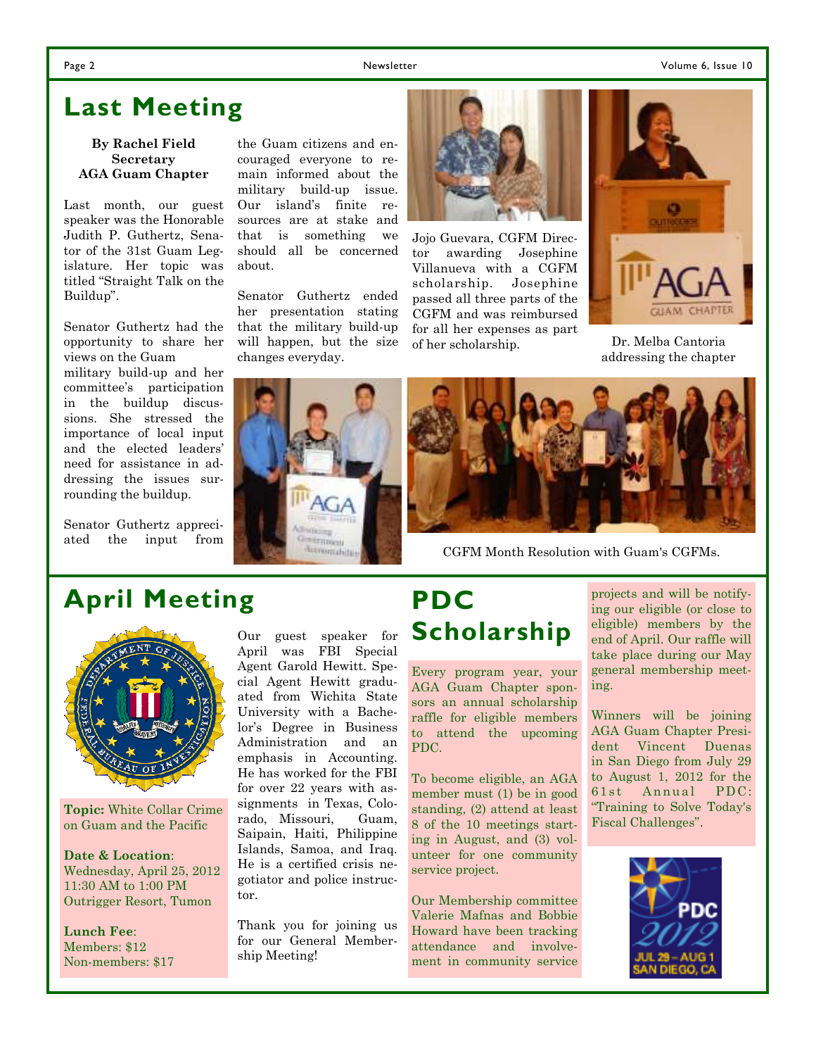# Last Meeting

**By Rachel Field**
**Secretary**
**AGA Guam Chapter**

Last month, our guest speaker was the Honorable Judith P. Guthertz, Senator of the 31st Guam Legislature. Her topic was titled "Straight Talk on the Buildup".

Senator Guthertz had the opportunity to share her views on the Guam military build-up and her committee's participation in the buildup discussions. She stressed the importance of local input and the elected leaders' need for assistance in addressing the issues surrounding the buildup.

Senator Guthertz appreciated the input from the Guam citizens and encouraged everyone to remain informed about the military build-up issue. Our island's finite resources are at stake and that is something we should all be concerned about.

Senator Guthertz ended her presentation stating that the military build-up will happen, but the size changes everyday.

Jojo Guevara, CGFM Director awarding Josephine Villanueva with a CGFM scholarship. Josephine passed all three parts of the CGFM and was reimbursed for all her expenses as part of her scholarship.

Dr. Melba Cantoria addressing the chapter

CGFM Month Resolution with Guam's CGFMs.

# April Meeting

**Topic:** White Collar Crime on Guam and the Pacific

**Date & Location**:
Wednesday, April 25, 2012
11:30 AM to 1:00 PM
Outrigger Resort, Tumon

**Lunch Fee**:
Members: $12
Non-members: $17

Our guest speaker for April was FBI Special Agent Garold Hewitt. Special Agent Hewitt graduated from Wichita State University with a Bachelor's Degree in Business Administration and an emphasis in Accounting. He has worked for the FBI for over 22 years with assignments in Texas, Colorado, Missouri, Guam, Saipain, Haiti, Philippine Islands, Samoa, and Iraq. He is a certified crisis negotiator and police instructor.

Thank you for joining us for our General Membership Meeting!

# PDC Scholarship

Every program year, your AGA Guam Chapter sponsors an annual scholarship raffle for eligible members to attend the upcoming PDC.

To become eligible, an AGA member must (1) be in good standing, (2) attend at least 8 of the 10 meetings starting in August, and (3) volunteer for one community service project.

Our Membership committee Valerie Mafnas and Bobbie Howard have been tracking attendance and involvement in community service projects and will be notifying our eligible (or close to eligible) members by the end of April. Our raffle will take place during our May general membership meeting.

Winners will be joining AGA Guam Chapter President Vincent Duenas in San Diego from July 29 to August 1, 2012 for the 61st Annual PDC: "Training to Solve Today's Fiscal Challenges".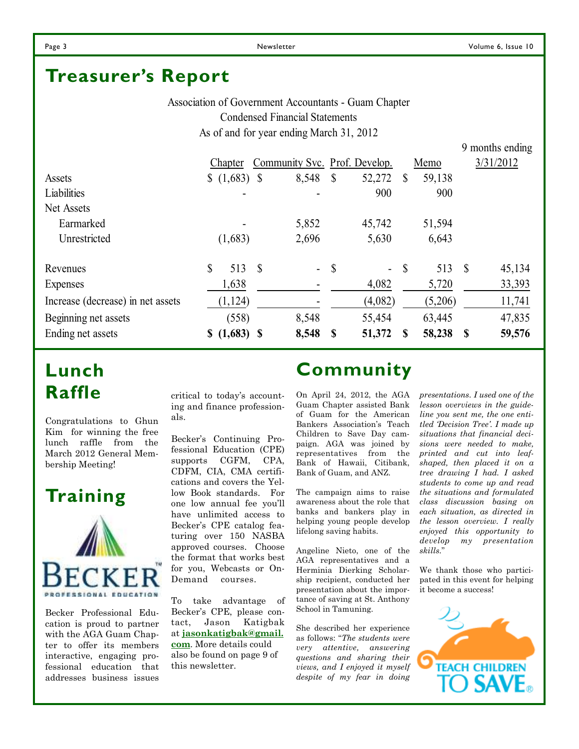# Treasurer's Report

Association of Government Accountants - Guam Chapter
Condensed Financial Statements
As of and for year ending March 31, 2012

| | Chapter | Community Svc. | Prof. Develop. | Memo | 9 months ending 3/31/2012 |
|---|---|---|---|---|---|
| Assets | $ (1,683) | $ 8,548 | $ 52,272 | $ 59,138 | |
| Liabilities | - | - | 900 | 900 | |
| Net Assets | | | | | |
| Earmarked | - | 5,852 | 45,742 | 51,594 | |
| Unrestricted | (1,683) | 2,696 | 5,630 | 6,643 | |
| Revenues | $ 513 | $ - | $ - | $ 513 | $ 45,134 |
| Expenses | 1,638 | - | 4,082 | 5,720 | 33,393 |
| Increase (decrease) in net assets | (1,124) | - | (4,082) | (5,206) | 11,741 |
| Beginning net assets | (558) | 8,548 | 55,454 | 63,445 | 47,835 |
| Ending net assets | **$ (1,683)** | **$ 8,548** | **$ 51,372** | **$ 58,238** | **$ 59,576** |

# Lunch Raffle

Congratulations to Ghun Kim for winning the free lunch raffle from the March 2012 General Membership Meeting!

# Training

Becker Professional Education is proud to partner with the AGA Guam Chapter to offer its members interactive, engaging professional education that addresses business issues critical to today's accounting and finance professionals.

Becker's Continuing Professional Education (CPE) supports CGFM, CPA, CDFM, CIA, CMA certifications and covers the Yellow Book standards. For one low annual fee you'll have unlimited access to Becker's CPE catalog featuring over 150 NASBA approved courses. Choose the format that works best for you, Webcasts or On-Demand courses.

To take advantage of Becker's CPE, please contact, Jason Katigbak at **jasonkatigbak@gmail.com**. More details could also be found on page 9 of this newsletter.

# Community

On April 24, 2012, the AGA Guam Chapter assisted Bank of Guam for the American Bankers Association's Teach Children to Save Day campaign. AGA was joined by representatives from the Bank of Hawaii, Citibank, Bank of Guam, and ANZ.

The campaign aims to raise awareness about the role that banks and bankers play in helping young people develop lifelong saving habits.

Angeline Nieto, one of the AGA representatives and a Herminia Dierking Scholarship recipient, conducted her presentation about the importance of saving at St. Anthony School in Tamuning.

She described her experience as follows: "*The students were very attentive, answering questions and sharing their views, and I enjoyed it myself despite of my fear in doing presentations. I used one of the lesson overviews in the guideline you sent me, the one entitled 'Decision Tree'. I made up situations that financial decisions were needed to make, printed and cut into leaf-shaped, then placed it on a tree drawing I had. I asked students to come up and read the situations and formulated class discussion basing on each situation, as directed in the lesson overview. I really enjoyed this opportunity to develop my presentation skills.*"

We thank those who participated in this event for helping it become a success!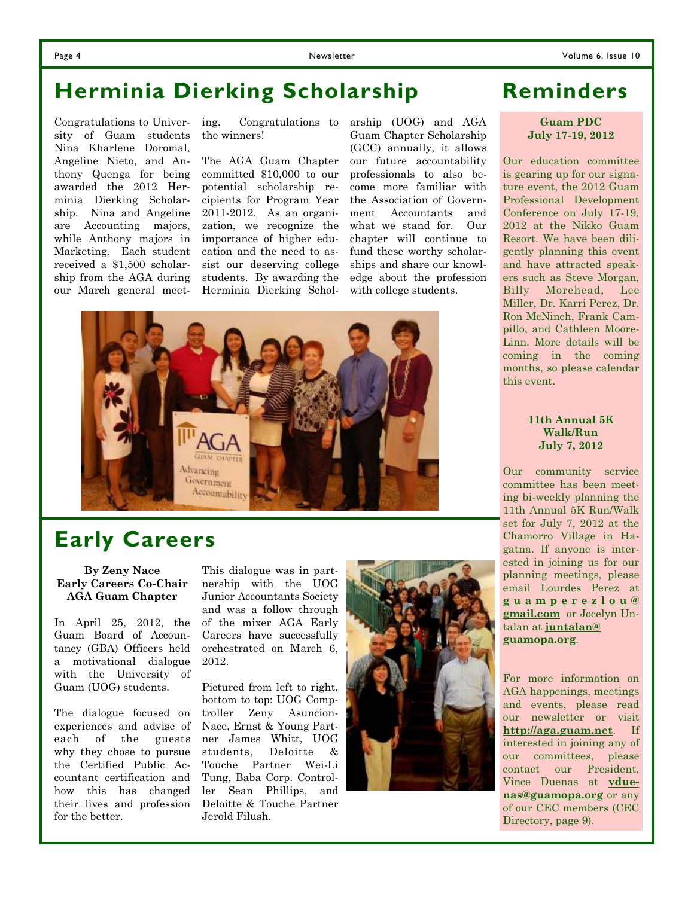# Herminia Dierking Scholarship

Congratulations to University of Guam students Nina Kharlene Doromal, Angeline Nieto, and Anthony Quenga for being awarded the 2012 Herminia Dierking Scholarship. Nina and Angeline are Accounting majors, while Anthony majors in Marketing. Each student received a $1,500 scholarship from the AGA during our March general meeting. Congratulations to the winners!

The AGA Guam Chapter committed $10,000 to our potential scholarship recipients for Program Year 2011-2012. As an organization, we recognize the importance of higher education and the need to assist our deserving college students. By awarding the Herminia Dierking Scholarship (UOG) and AGA Guam Chapter Scholarship (GCC) annually, it allows our future accountability professionals to also become more familiar with the Association of Government Accountants and what we stand for. Our chapter will continue to fund these worthy scholarships and share our knowledge about the profession with college students.

# Early Careers

**By Zeny Nace**
**Early Careers Co-Chair**
**AGA Guam Chapter**

In April 25, 2012, the Guam Board of Accountancy (GBA) Officers held a motivational dialogue with the University of Guam (UOG) students.

The dialogue focused on experiences and advise of each of the guests why they chose to pursue the Certified Public Accountant certification and how this has changed their lives and profession for the better.

This dialogue was in partnership with the UOG Junior Accountants Society and was a follow through of the mixer AGA Early Careers have successfully orchestrated on March 6, 2012.

Pictured from left to right, bottom to top: UOG Comptroller Zeny Asuncion-Nace, Ernst & Young Partner James Whitt, UOG students, Deloitte & Touche Partner Wei-Li Tung, Baba Corp. Controller Sean Phillips, and Deloitte & Touche Partner Jerold Filush.

# Reminders

**Guam PDC**
**July 17-19, 2012**

Our education committee is gearing up for our signature event, the 2012 Guam Professional Development Conference on July 17-19, 2012 at the Nikko Guam Resort. We have been diligently planning this event and have attracted speakers such as Steve Morgan, Billy Morehead, Lee Miller, Dr. Karri Perez, Dr. Ron McNinch, Frank Campillo, and Cathleen Moore-Linn. More details will be coming in the coming months, so please calendar this event.

**11th Annual 5K Walk/Run**
**July 7, 2012**

Our community service committee has been meeting bi-weekly planning the 11th Annual 5K Run/Walk set for July 7, 2012 at the Chamorro Village in Hagatna. If anyone is interested in joining us for our planning meetings, please email Lourdes Perez at **guamperezlou@gmail.com** or Jocelyn Untalan at **juntalan@guamopa.org**.

For more information on AGA happenings, meetings and events, please read our newsletter or visit **http://aga.guam.net**. If interested in joining any of our committees, please contact our President, Vince Duenas at **vduenas@guamopa.org** or any of our CEC members (CEC Directory, page 9).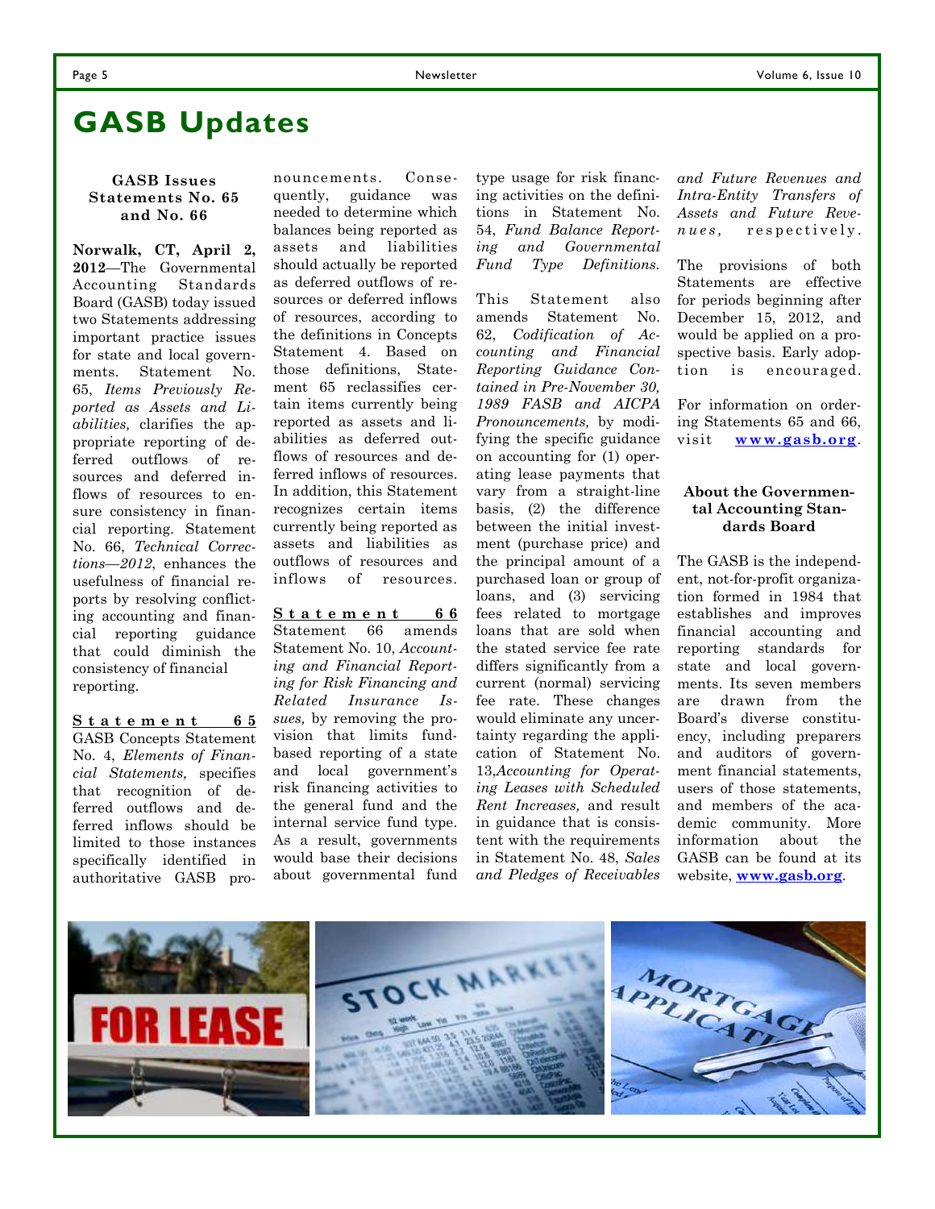# GASB Updates

### GASB Issues Statements No. 65 and No. 66

**Norwalk, CT, April 2, 2012**—The Governmental Accounting Standards Board (GASB) today issued two Statements addressing important practice issues for state and local governments. Statement No. 65, *Items Previously Reported as Assets and Liabilities,* clarifies the appropriate reporting of deferred outflows of resources and deferred inflows of resources to ensure consistency in financial reporting. Statement No. 66, *Technical Corrections—2012*, enhances the usefulness of financial reports by resolving conflicting accounting and financial reporting guidance that could diminish the consistency of financial reporting.

**Statement 65**

GASB Concepts Statement No. 4, *Elements of Financial Statements,* specifies that recognition of deferred outflows and deferred inflows should be limited to those instances specifically identified in authoritative GASB pronouncements. Consequently, guidance was needed to determine which balances being reported as assets and liabilities should actually be reported as deferred outflows of resources or deferred inflows of resources, according to the definitions in Concepts Statement 4. Based on those definitions, Statement 65 reclassifies certain items currently being reported as assets and liabilities as deferred outflows of resources and deferred inflows of resources. In addition, this Statement recognizes certain items currently being reported as assets and liabilities as outflows of resources and inflows of resources.

**Statement 66**

Statement 66 amends Statement No. 10, *Accounting and Financial Reporting for Risk Financing and Related Insurance Issues,* by removing the provision that limits fund-based reporting of a state and local government's risk financing activities to the general fund and the internal service fund type. As a result, governments would base their decisions about governmental fund type usage for risk financing activities on the definitions in Statement No. 54, *Fund Balance Reporting and Governmental Fund Type Definitions.*

This Statement also amends Statement No. 62, *Codification of Accounting and Financial Reporting Guidance Contained in Pre-November 30, 1989 FASB and AICPA Pronouncements,* by modifying the specific guidance on accounting for (1) operating lease payments that vary from a straight-line basis, (2) the difference between the initial investment (purchase price) and the principal amount of a purchased loan or group of loans, and (3) servicing fees related to mortgage loans that are sold when the stated service fee rate differs significantly from a current (normal) servicing fee rate. These changes would eliminate any uncertainty regarding the application of Statement No. 13,*Accounting for Operating Leases with Scheduled Rent Increases,* and result in guidance that is consistent with the requirements in Statement No. 48, *Sales and Pledges of Receivables and Future Revenues and Intra-Entity Transfers of Assets and Future Revenues,* respectively.

The provisions of both Statements are effective for periods beginning after December 15, 2012, and would be applied on a prospective basis. Early adoption is encouraged.

For information on ordering Statements 65 and 66, visit **www.gasb.org**.

### About the Governmental Accounting Standards Board

The GASB is the independent, not-for-profit organization formed in 1984 that establishes and improves financial accounting and reporting standards for state and local governments. Its seven members are drawn from the Board's diverse constituency, including preparers and auditors of government financial statements, users of those statements, and members of the academic community. More information about the GASB can be found at its website, **www.gasb.org**.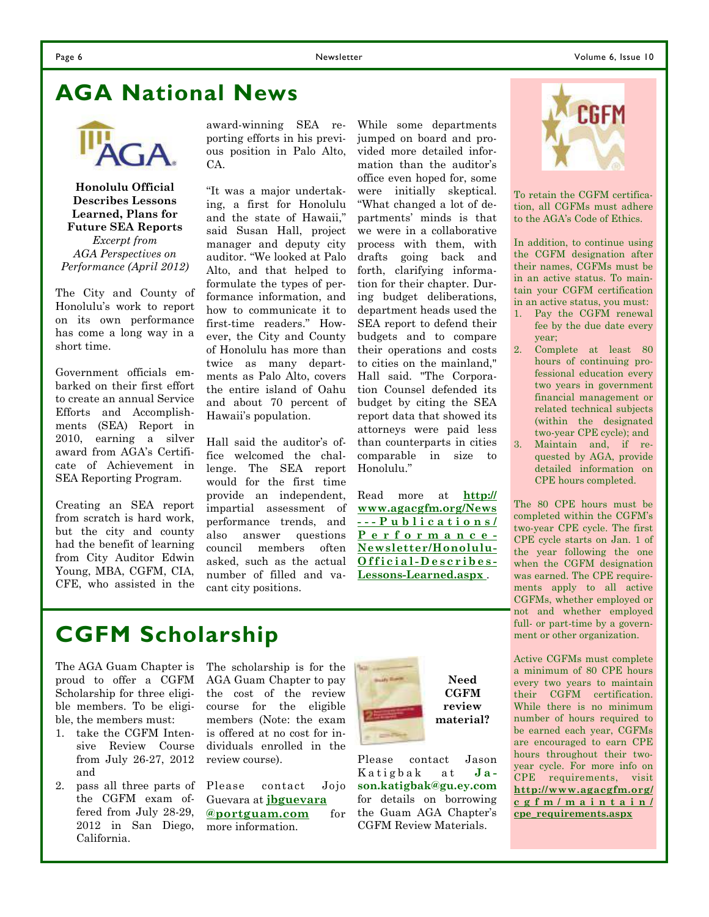# AGA National News

**Honolulu Official Describes Lessons Learned, Plans for Future SEA Reports**

*Excerpt from AGA Perspectives on Performance (April 2012)*

The City and County of Honolulu's work to report on its own performance has come a long way in a short time.

Government officials embarked on their first effort to create an annual Service Efforts and Accomplishments (SEA) Report in 2010, earning a silver award from AGA's Certificate of Achievement in SEA Reporting Program.

Creating an SEA report from scratch is hard work, but the city and county had the benefit of learning from City Auditor Edwin Young, MBA, CGFM, CIA, CFE, who assisted in the award-winning SEA reporting efforts in his previous position in Palo Alto, CA.

"It was a major undertaking, a first for Honolulu and the state of Hawaii," said Susan Hall, project manager and deputy city auditor. "We looked at Palo Alto, and that helped to formulate the types of performance information, and how to communicate it to first-time readers." However, the City and County of Honolulu has more than twice as many departments as Palo Alto, covers the entire island of Oahu and about 70 percent of Hawaii's population.

Hall said the auditor's office welcomed the challenge. The SEA report would for the first time provide an independent, impartial assessment of performance trends, and also answer questions council members often asked, such as the actual number of filled and vacant city positions.

While some departments jumped on board and provided more detailed information than the auditor's office even hoped for, some were initially skeptical. "What changed a lot of departments' minds is that we were in a collaborative process with them, with drafts going back and forth, clarifying information for their chapter. During budget deliberations, department heads used the SEA report to defend their budgets and to compare their operations and costs to cities on the mainland," Hall said. "The Corporation Counsel defended its budget by citing the SEA report data that showed its attorneys were paid less than counterparts in cities comparable in size to Honolulu."

Read more at **http://www.agacgfm.org/News---Publications/Performance-Newsletter/Honolulu-Official-Describes-Lessons-Learned.aspx** .

# CGFM Scholarship

The AGA Guam Chapter is proud to offer a CGFM Scholarship for three eligible members. To be eligible, the members must:

1. take the CGFM Intensive Review Course from July 26-27, 2012 and
2. pass all three parts of the CGFM exam offered from July 28-29, 2012 in San Diego, California.

The scholarship is for the AGA Guam Chapter to pay the cost of the review course for the eligible members (Note: the exam is offered at no cost for individuals enrolled in the review course).

Please contact Jojo Guevara at **jbguevara@portguam.com** for more information.

**Need CGFM review material?**

Please contact Jason Katigbak at **Jason.katigbak@gu.ey.com** for details on borrowing the Guam AGA Chapter's CGFM Review Materials.

---

To retain the CGFM certification, all CGFMs must adhere to the AGA's Code of Ethics.

In addition, to continue using the CGFM designation after their names, CGFMs must be in an active status. To maintain your CGFM certification in an active status, you must:

1. Pay the CGFM renewal fee by the due date every year;
2. Complete at least 80 hours of continuing professional education every two years in government financial management or related technical subjects (within the designated two-year CPE cycle); and
3. Maintain and, if requested by AGA, provide detailed information on CPE hours completed.

The 80 CPE hours must be completed within the CGFM's two-year CPE cycle. The first CPE cycle starts on Jan. 1 of the year following the one when the CGFM designation was earned. The CPE requirements apply to all active CGFMs, whether employed or not and whether employed full- or part-time by a government or other organization.

Active CGFMs must complete a minimum of 80 CPE hours every two years to maintain their CGFM certification. While there is no minimum number of hours required to be earned each year, CGFMs are encouraged to earn CPE hours throughout their two-year cycle. For more info on CPE requirements, visit **http://www.agacgfm.org/cgfm/maintain/cpe_requirements.aspx**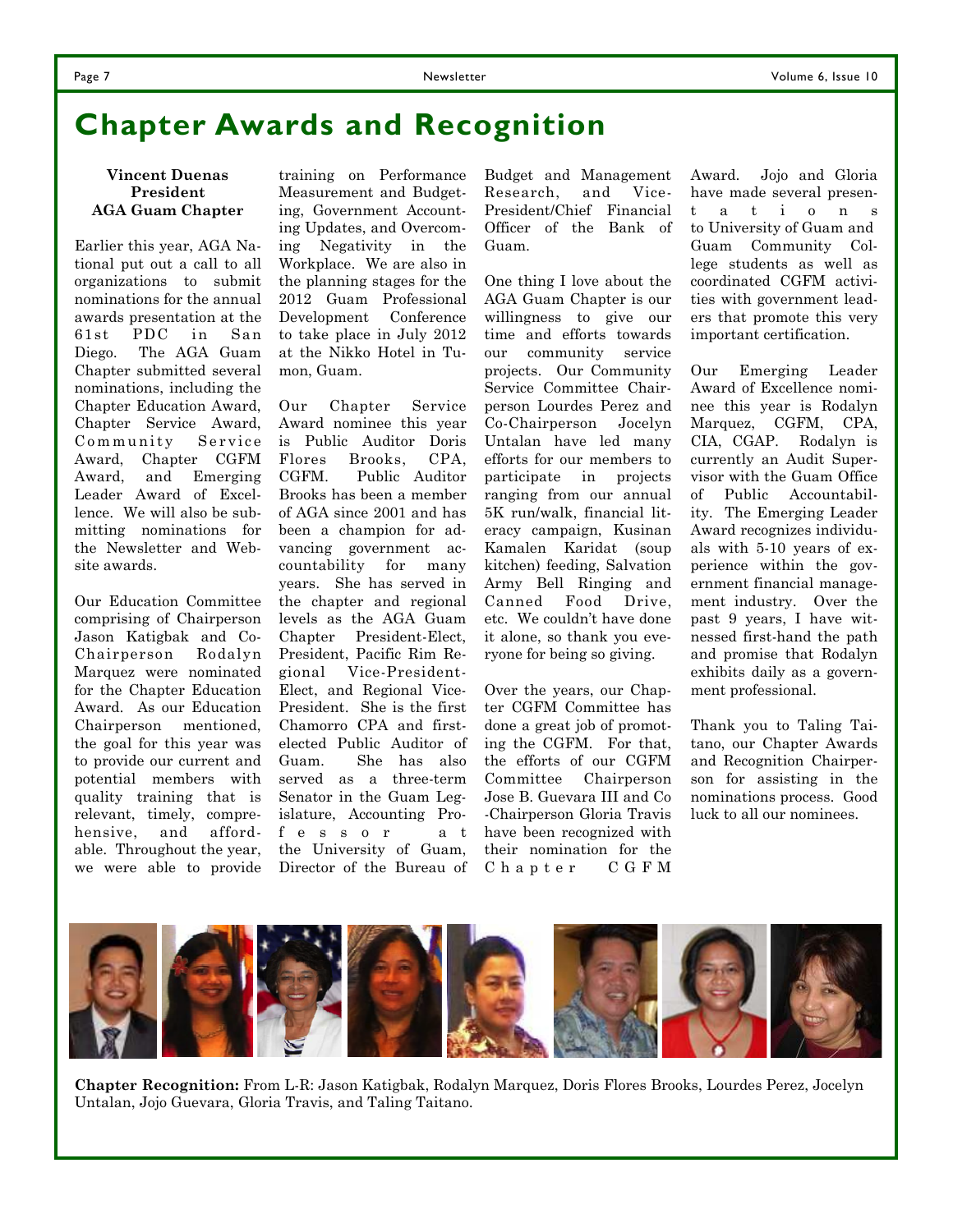# Chapter Awards and Recognition

**Vincent Duenas**
**President**
**AGA Guam Chapter**

Earlier this year, AGA National put out a call to all organizations to submit nominations for the annual awards presentation at the 61st PDC in San Diego. The AGA Guam Chapter submitted several nominations, including the Chapter Education Award, Chapter Service Award, Community Service Award, Chapter CGFM Award, and Emerging Leader Award of Excellence. We will also be submitting nominations for the Newsletter and Website awards.

Our Education Committee comprising of Chairperson Jason Katigbak and Co-Chairperson Rodalyn Marquez were nominated for the Chapter Education Award. As our Education Chairperson mentioned, the goal for this year was to provide our current and potential members with quality training that is relevant, timely, comprehensive, and affordable. Throughout the year, we were able to provide training on Performance Measurement and Budgeting, Government Accounting Updates, and Overcoming Negativity in the Workplace. We are also in the planning stages for the 2012 Guam Professional Development Conference to take place in July 2012 at the Nikko Hotel in Tumon, Guam.

Our Chapter Service Award nominee this year is Public Auditor Doris Flores Brooks, CPA, CGFM. Public Auditor Brooks has been a member of AGA since 2001 and has been a champion for advancing government accountability for many years. She has served in the chapter and regional levels as the AGA Guam Chapter President-Elect, President, Pacific Rim Regional Vice-President-Elect, and Regional Vice-President. She is the first Chamorro CPA and first-elected Public Auditor of Guam. She has also served as a three-term Senator in the Guam Legislature, Accounting Professor at the University of Guam, Director of the Bureau of Budget and Management Research, and Vice-President/Chief Financial Officer of the Bank of Guam.

One thing I love about the AGA Guam Chapter is our willingness to give our time and efforts towards our community service projects. Our Community Service Committee Chairperson Lourdes Perez and Co-Chairperson Jocelyn Untalan have led many efforts for our members to participate in projects ranging from our annual 5K run/walk, financial literacy campaign, Kusinan Kamalen Karidat (soup kitchen) feeding, Salvation Army Bell Ringing and Canned Food Drive, etc. We couldn't have done it alone, so thank you everyone for being so giving.

Over the years, our Chapter CGFM Committee has done a great job of promoting the CGFM. For that, the efforts of our CGFM Committee Chairperson Jose B. Guevara III and Co-Chairperson Gloria Travis have been recognized with their nomination for the Chapter CGFM Award. Jojo and Gloria have made several presentations to University of Guam and Guam Community College students as well as coordinated CGFM activities with government leaders that promote this very important certification.

Our Emerging Leader Award of Excellence nominee this year is Rodalyn Marquez, CGFM, CPA, CIA, CGAP. Rodalyn is currently an Audit Supervisor with the Guam Office of Public Accountability. The Emerging Leader Award recognizes individuals with 5-10 years of experience within the government financial management industry. Over the past 9 years, I have witnessed first-hand the path and promise that Rodalyn exhibits daily as a government professional.

Thank you to Taling Taitano, our Chapter Awards and Recognition Chairperson for assisting in the nominations process. Good luck to all our nominees.

**Chapter Recognition:** From L-R: Jason Katigbak, Rodalyn Marquez, Doris Flores Brooks, Lourdes Perez, Jocelyn Untalan, Jojo Guevara, Gloria Travis, and Taling Taitano.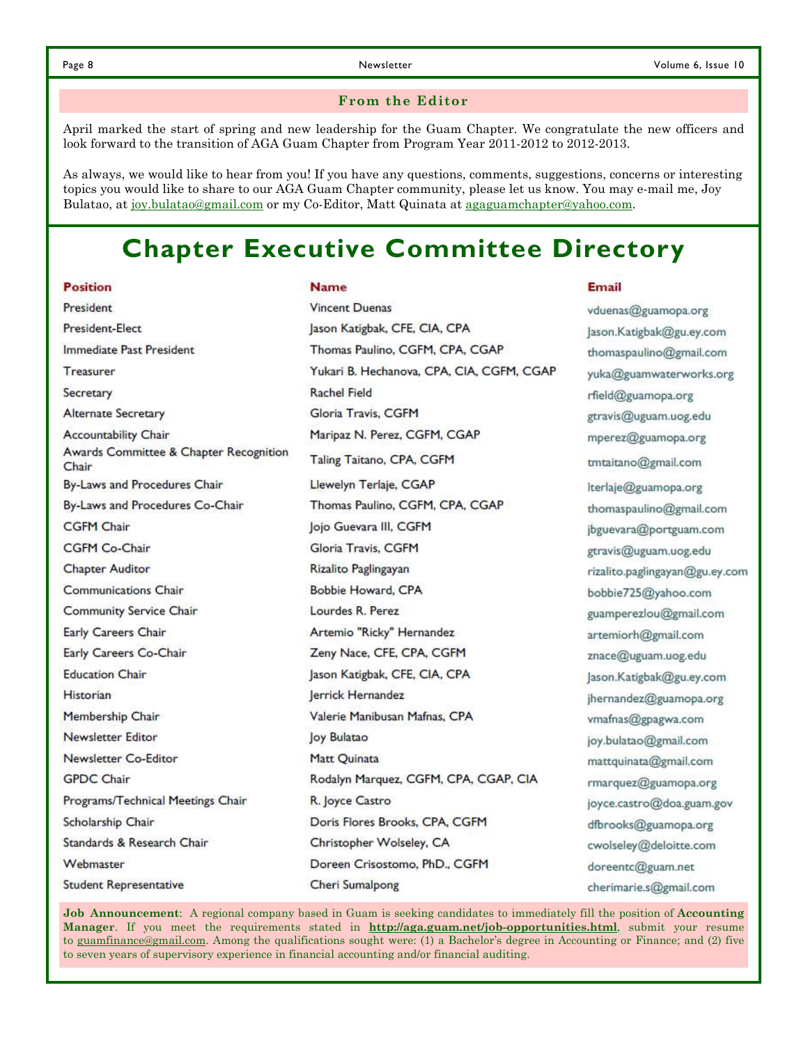## From the Editor

April marked the start of spring and new leadership for the Guam Chapter. We congratulate the new officers and look forward to the transition of AGA Guam Chapter from Program Year 2011-2012 to 2012-2013.

As always, we would like to hear from you! If you have any questions, comments, suggestions, concerns or interesting topics you would like to share to our AGA Guam Chapter community, please let us know. You may e-mail me, Joy Bulatao, at joy.bulatao@gmail.com or my Co-Editor, Matt Quinata at agaguamchapter@yahoo.com.

# Chapter Executive Committee Directory

| Position | Name | Email |
|---|---|---|
| President | Vincent Duenas | vduenas@guamopa.org |
| President-Elect | Jason Katigbak, CFE, CIA, CPA | Jason.Katigbak@gu.ey.com |
| Immediate Past President | Thomas Paulino, CGFM, CPA, CGAP | thomaspaulino@gmail.com |
| Treasurer | Yukari B. Hechanova, CPA, CIA, CGFM, CGAP | yuka@guamwaterworks.org |
| Secretary | Rachel Field | rfield@guamopa.org |
| Alternate Secretary | Gloria Travis, CGFM | gtravis@uguam.uog.edu |
| Accountability Chair | Maripaz N. Perez, CGFM, CGAP | mperez@guamopa.org |
| Awards Committee & Chapter Recognition Chair | Taling Taitano, CPA, CGFM | tmtaitano@gmail.com |
| By-Laws and Procedures Chair | Llewelyn Terlaje, CGAP | lterlaje@guamopa.org |
| By-Laws and Procedures Co-Chair | Thomas Paulino, CGFM, CPA, CGAP | thomaspaulino@gmail.com |
| CGFM Chair | Jojo Guevara III, CGFM | jbguevara@portguam.com |
| CGFM Co-Chair | Gloria Travis, CGFM | gtravis@uguam.uog.edu |
| Chapter Auditor | Rizalito Paglingayan | rizalito.paglingayan@gu.ey.com |
| Communications Chair | Bobbie Howard, CPA | bobbie725@yahoo.com |
| Community Service Chair | Lourdes R. Perez | guamperezlou@gmail.com |
| Early Careers Chair | Artemio "Ricky" Hernandez | artemiorh@gmail.com |
| Early Careers Co-Chair | Zeny Nace, CFE, CPA, CGFM | znace@uguam.uog.edu |
| Education Chair | Jason Katigbak, CFE, CIA, CPA | Jason.Katigbak@gu.ey.com |
| Historian | Jerrick Hernandez | jhernandez@guamopa.org |
| Membership Chair | Valerie Manibusan Mafnas, CPA | vmafnas@gpagwa.com |
| Newsletter Editor | Joy Bulatao | joy.bulatao@gmail.com |
| Newsletter Co-Editor | Matt Quinata | mattquinata@gmail.com |
| GPDC Chair | Rodalyn Marquez, CGFM, CPA, CGAP, CIA | rmarquez@guamopa.org |
| Programs/Technical Meetings Chair | R. Joyce Castro | joyce.castro@doa.guam.gov |
| Scholarship Chair | Doris Flores Brooks, CPA, CGFM | dfbrooks@guamopa.org |
| Standards & Research Chair | Christopher Wolseley, CA | cwolseley@deloitte.com |
| Webmaster | Doreen Crisostomo, PhD., CGFM | doreentc@guam.net |
| Student Representative | Cheri Sumalpong | cherimarie.s@gmail.com |

**Job Announcement**: A regional company based in Guam is seeking candidates to immediately fill the position of **Accounting Manager**. If you meet the requirements stated in **http://aga.guam.net/job-opportunities.html**, submit your resume to guamfinance@gmail.com. Among the qualifications sought were: (1) a Bachelor's degree in Accounting or Finance; and (2) five to seven years of supervisory experience in financial accounting and/or financial auditing.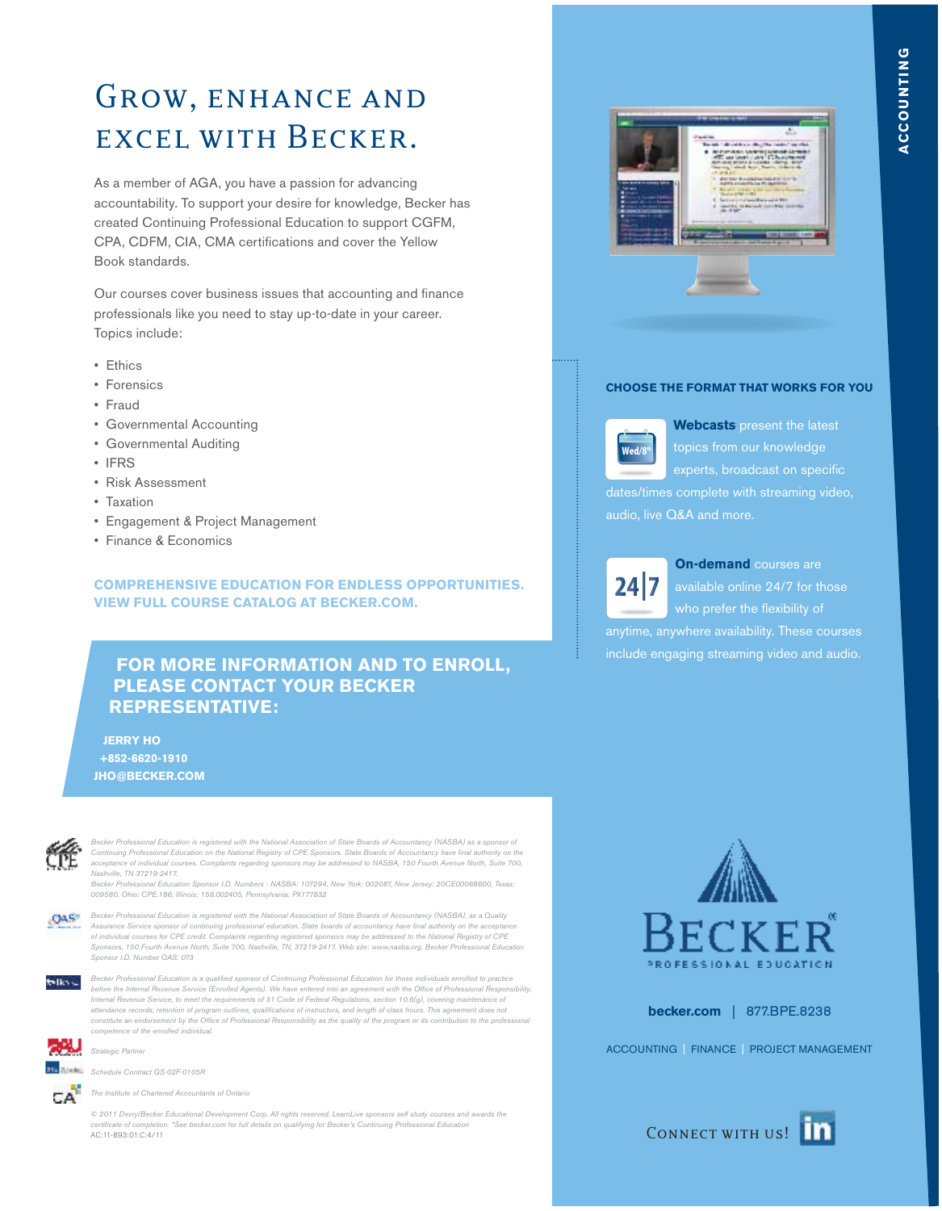# Grow, enhance and excel with Becker.

As a member of AGA, you have a passion for advancing accountability. To support your desire for knowledge, Becker has created Continuing Professional Education to support CGFM, CPA, CDFM, CIA, CMA certifications and cover the Yellow Book standards.

Our courses cover business issues that accounting and finance professionals like you need to stay up-to-date in your career. Topics include:

- Ethics
- Forensics
- Fraud
- Governmental Accounting
- Governmental Auditing
- IFRS
- Risk Assessment
- Taxation
- Engagement & Project Management
- Finance & Economics

**COMPREHENSIVE EDUCATION FOR ENDLESS OPPORTUNITIES. VIEW FULL COURSE CATALOG AT BECKER.COM.**

## FOR MORE INFORMATION AND TO ENROLL, PLEASE CONTACT YOUR BECKER REPRESENTATIVE:

**JERRY HO**
**+852-6620-1910**
**JHO@BECKER.COM**

*Becker Professional Education is registered with the National Association of State Boards of Accountancy (NASBA) as a sponsor of Continuing Professional Education on the National Registry of CPE Sponsors. State Boards of Accountancy have final authority on the acceptance of individual courses. Complaints regarding sponsors may be addressed to NASBA, 150 Fourth Avenue North, Suite 700, Nashville, TN 37219-2417.*
*Becker Professional Education Sponsor I.D. Numbers · NASBA: 107294, New York: 002087, New Jersey: 20CE00068600, Texas: 009580, Ohio: CPE.186, Illinois: 158.002405, Pennsylvania: PX177832*

*Becker Professional Education is registered with the National Association of State Boards of Accountancy (NASBA), as a Quality Assurance Service sponsor of continuing professional education. State boards of accountancy have final authority on the acceptance of individual courses for CPE credit. Complaints regarding registered sponsors may be addressed to the National Registry of CPE Sponsors, 150 Fourth Avenue North, Suite 700, Nashville, TN, 37219-2417. Web site: www.nasba.org. Becker Professional Education Sponsor I.D. Number QAS: 073*

*Becker Professional Education is a qualified sponsor of Continuing Professional Education for those individuals enrolled to practice before the Internal Revenue Service (Enrolled Agents). We have entered into an agreement with the Office of Professional Responsibility, Internal Revenue Service, to meet the requirements of 31 Code of Federal Regulations, section 10.6(g), covering maintenance of attendance records, retention of program outlines, qualifications of instructors, and length of class hours. This agreement does not constitute an endorsement by the Office of Professional Responsibility as the quality of the program or its contribution to the professional competence of the enrolled individual.*

*Strategic Partner*

*Schedule Contract GS-02F-0105R*

*The Institute of Chartered Accountants of Ontario*

*© 2011 Devry/Becker Educational Development Corp. All rights reserved. LearnLive sponsors self study courses and awards the certificate of completion. \*See becker.com for full details on qualifying for Becker's Continuing Professional Education*
AC:11-893:01:C:4/11

**ACCOUNTING**

**CHOOSE THE FORMAT THAT WORKS FOR YOU**

Wed/8th

**Webcasts** present the latest topics from our knowledge experts, broadcast on specific dates/times complete with streaming video, audio, live Q&A and more.

24|7

**On-demand** courses are available online 24/7 for those who prefer the flexibility of anytime, anywhere availability. These courses include engaging streaming video and audio.

BECKER PROFESSIONAL EDUCATION

**becker.com** | 877.BPE.8238

ACCOUNTING | FINANCE | PROJECT MANAGEMENT

Connect with us!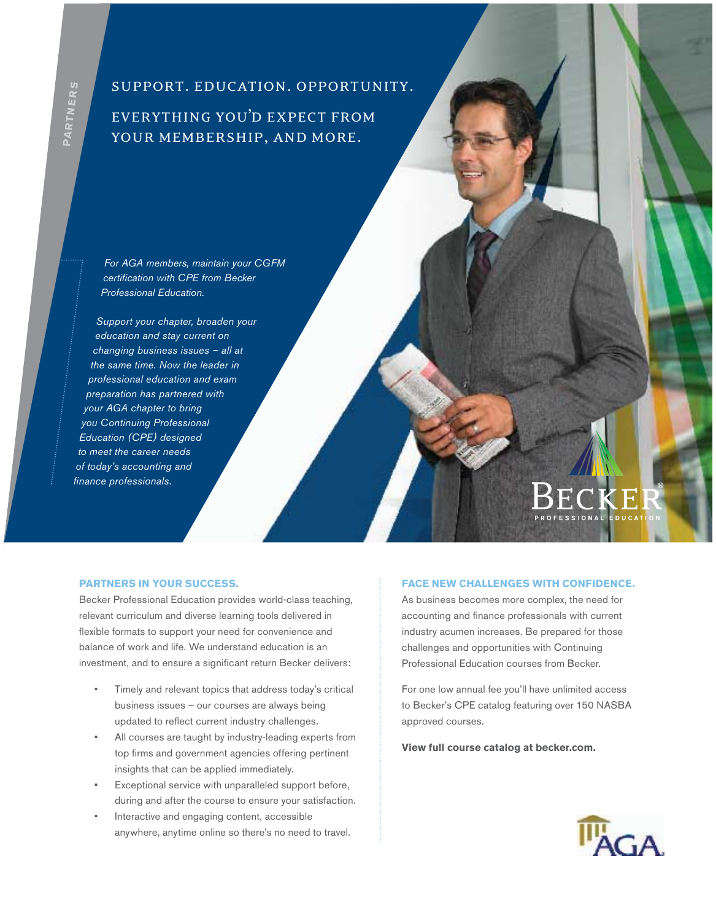PARTNERS

# SUPPORT. EDUCATION. OPPORTUNITY.

# EVERYTHING YOU'D EXPECT FROM YOUR MEMBERSHIP, AND MORE.

*For AGA members, maintain your CGFM certification with CPE from Becker Professional Education.*

*Support your chapter, broaden your education and stay current on changing business issues – all at the same time. Now the leader in professional education and exam preparation has partnered with your AGA chapter to bring you Continuing Professional Education (CPE) designed to meet the career needs of today's accounting and finance professionals.*

BECKER® PROFESSIONAL EDUCATION

## PARTNERS IN YOUR SUCCESS.

Becker Professional Education provides world-class teaching, relevant curriculum and diverse learning tools delivered in flexible formats to support your need for convenience and balance of work and life. We understand education is an investment, and to ensure a significant return Becker delivers:

- Timely and relevant topics that address today's critical business issues – our courses are always being updated to reflect current industry challenges.
- All courses are taught by industry-leading experts from top firms and government agencies offering pertinent insights that can be applied immediately.
- Exceptional service with unparalleled support before, during and after the course to ensure your satisfaction.
- Interactive and engaging content, accessible anywhere, anytime online so there's no need to travel.

## FACE NEW CHALLENGES WITH CONFIDENCE.

As business becomes more complex, the need for accounting and finance professionals with current industry acumen increases. Be prepared for those challenges and opportunities with Continuing Professional Education courses from Becker.

For one low annual fee you'll have unlimited access to Becker's CPE catalog featuring over 150 NASBA approved courses.

**View full course catalog at becker.com.**

AGA